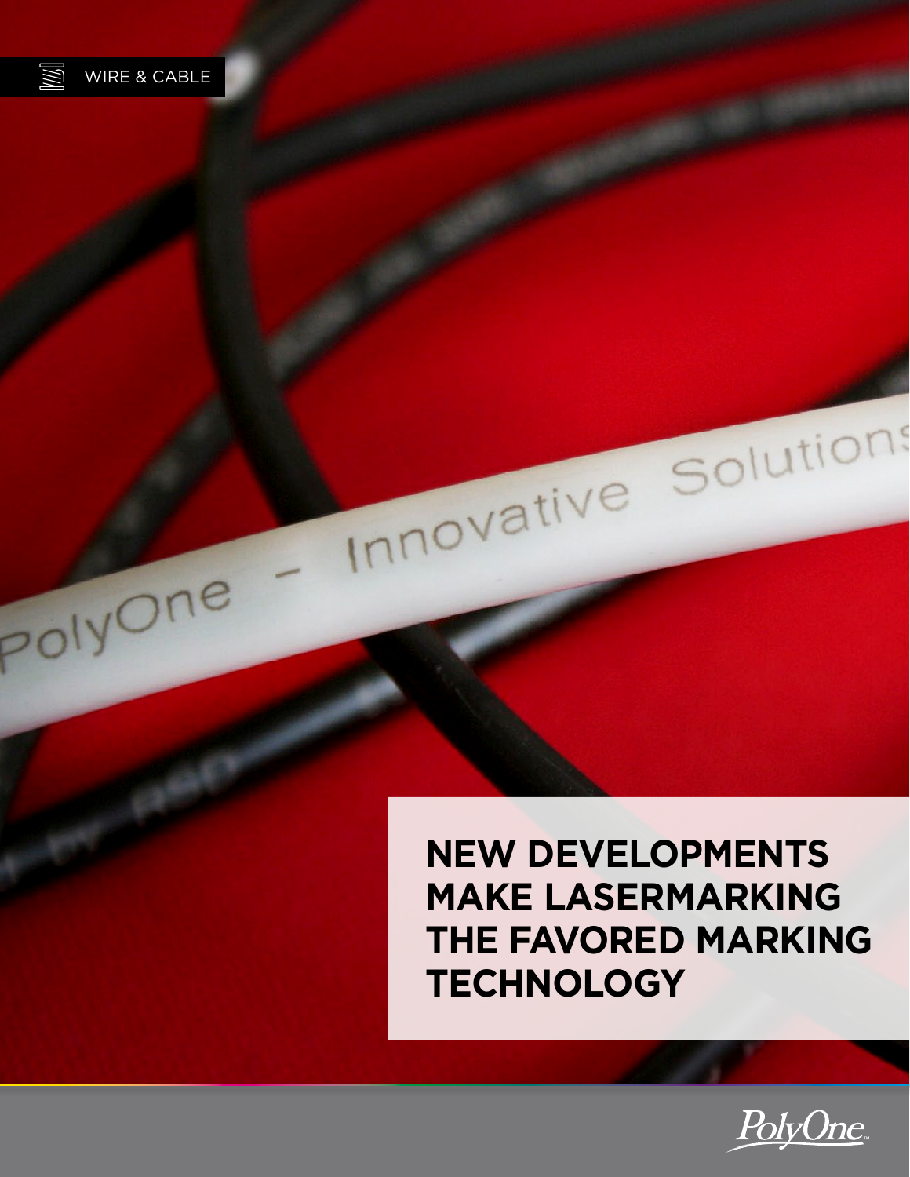WIRE & CABLE

# NEW DEVELOPMENTS MAKE LASERMARKING THE FAVORED MARKING TECHNOLOGY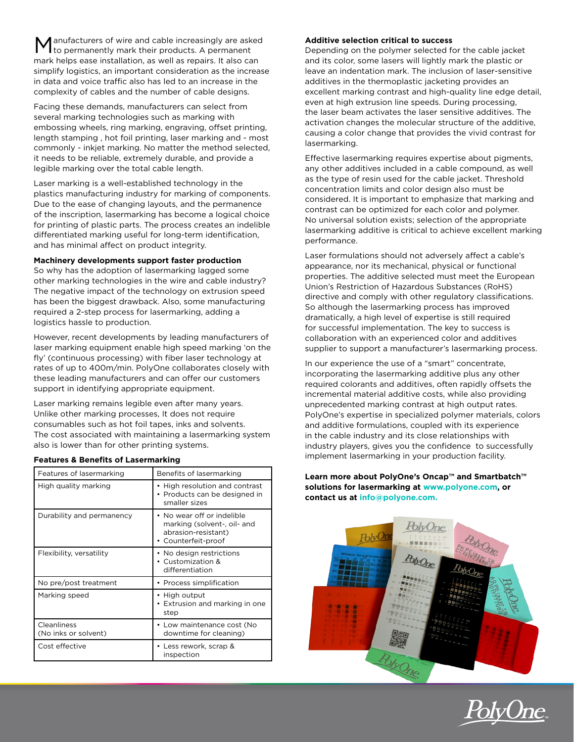Manufacturers of wire and cable increasingly are asked to permanently mark their products. A permanent mark helps ease installation, as well as repairs. It also can simplify logistics, an important consideration as the increase in data and voice traffic also has led to an increase in the complexity of cables and the number of cable designs.

Facing these demands, manufacturers can select from several marking technologies such as marking with embossing wheels, ring marking, engraving, offset printing, length stamping , hot foil printing, laser marking and - most commonly - inkjet marking. No matter the method selected, it needs to be reliable, extremely durable, and provide a legible marking over the total cable length.

Laser marking is a well-established technology in the plastics manufacturing industry for marking of components. Due to the ease of changing layouts, and the permanence of the inscription, lasermarking has become a logical choice for printing of plastic parts. The process creates an indelible differentiated marking useful for long-term identification, and has minimal affect on product integrity.

**Machinery developments support faster production**

So why has the adoption of lasermarking lagged some other marking technologies in the wire and cable industry? The negative impact of the technology on extrusion speed has been the biggest drawback. Also, some manufacturing required a 2-step process for lasermarking, adding a logistics hassle to production.

However, recent developments by leading manufacturers of laser marking equipment enable high speed marking 'on the fly' (continuous processing) with fiber laser technology at rates of up to 400m/min. PolyOne collaborates closely with these leading manufacturers and can offer our customers support in identifying appropriate equipment.

Laser marking remains legible even after many years. Unlike other marking processes, It does not require consumables such as hot foil tapes, inks and solvents. The cost associated with maintaining a lasermarking system also is lower than for other printing systems.

**Features & Benefits of Lasermarking**

| Features of lasermarking | Benefits of lasermarking |
|---|---|
| High quality marking | • High resolution and contrast<br>• Products can be designed in smaller sizes |
| Durability and permanency | • No wear off or indelible marking (solvent-, oil- and abrasion-resistant)<br>• Counterfeit-proof |
| Flexibility, versatility | • No design restrictions<br>• Customization & differentiation |
| No pre/post treatment | • Process simplification |
| Marking speed | • High output<br>• Extrusion and marking in one step |
| Cleanliness (No inks or solvent) | • Low maintenance cost (No downtime for cleaning) |
| Cost effective | • Less rework, scrap & inspection |

**Additive selection critical to success**

Depending on the polymer selected for the cable jacket and its color, some lasers will lightly mark the plastic or leave an indentation mark. The inclusion of laser-sensitive additives in the thermoplastic jacketing provides an excellent marking contrast and high-quality line edge detail, even at high extrusion line speeds. During processing, the laser beam activates the laser sensitive additives. The activation changes the molecular structure of the additive, causing a color change that provides the vivid contrast for lasermarking.

Effective lasermarking requires expertise about pigments, any other additives included in a cable compound, as well as the type of resin used for the cable jacket. Threshold concentration limits and color design also must be considered. It is important to emphasize that marking and contrast can be optimized for each color and polymer. No universal solution exists; selection of the appropriate lasermarking additive is critical to achieve excellent marking performance.

Laser formulations should not adversely affect a cable's appearance, nor its mechanical, physical or functional properties. The additive selected must meet the European Union's Restriction of Hazardous Substances (RoHS) directive and comply with other regulatory classifications. So although the lasermarking process has improved dramatically, a high level of expertise is still required for successful implementation. The key to success is collaboration with an experienced color and additives supplier to support a manufacturer's lasermarking process.

In our experience the use of a "smart" concentrate, incorporating the lasermarking additive plus any other required colorants and additives, often rapidly offsets the incremental material additive costs, while also providing unprecedented marking contrast at high output rates. PolyOne's expertise in specialized polymer materials, colors and additive formulations, coupled with its experience in the cable industry and its close relationships with industry players, gives you the confidence to successfully implement lasermarking in your production facility.

**Learn more about PolyOne's Oncap™ and Smartbatch™ solutions for lasermarking at www.polyone.com, or contact us at info@polyone.com.**